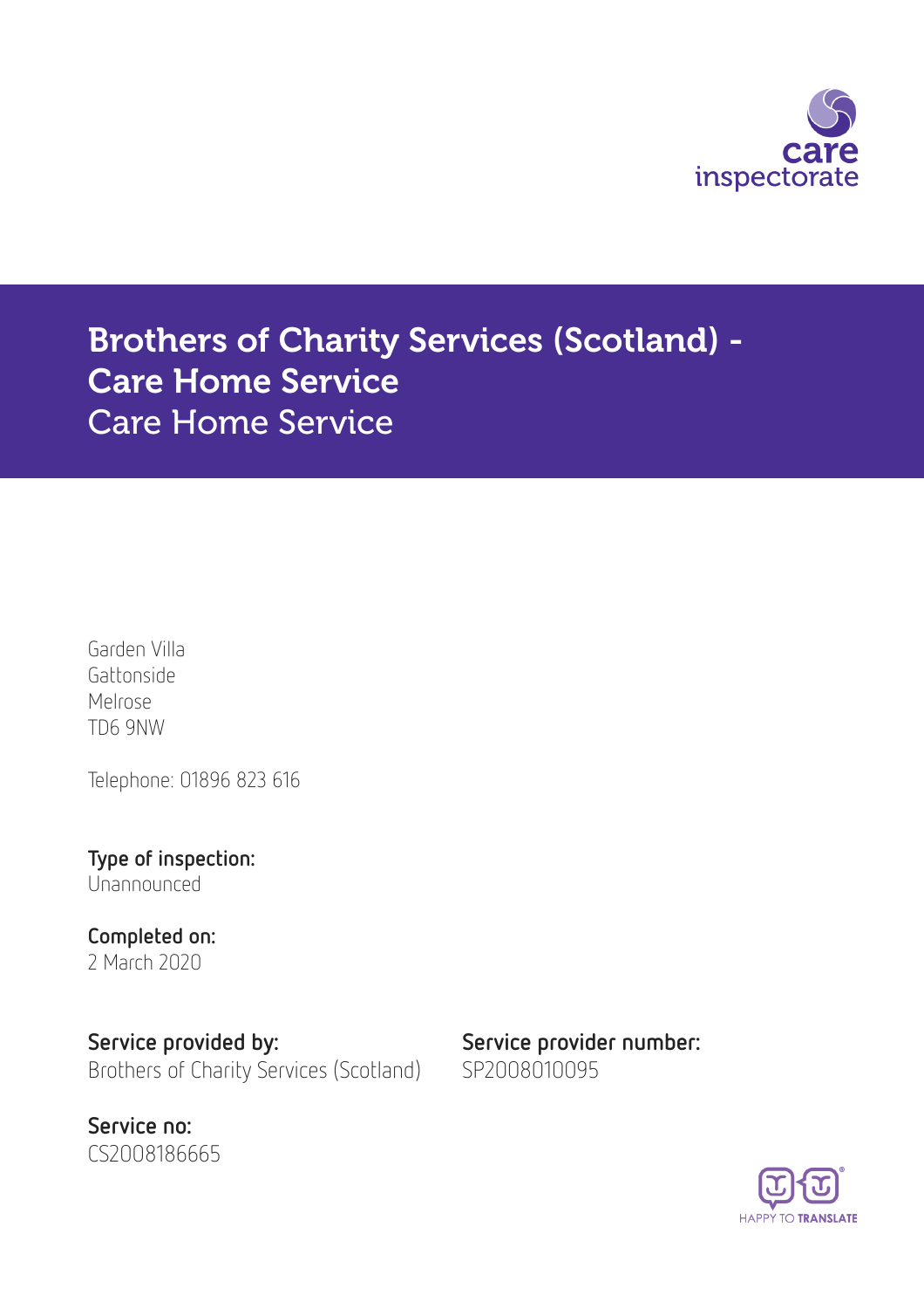care inspectorate

# Brothers of Charity Services (Scotland) - Care Home Service

## Care Home Service

Garden Villa
Gattonside
Melrose
TD6 9NW

Telephone: 01896 823 616

**Type of inspection:**
Unannounced

**Completed on:**
2 March 2020

**Service provided by:**
Brothers of Charity Services (Scotland)

**Service provider number:**
SP2008010095

**Service no:**
CS2008186665

HAPPY TO TRANSLATE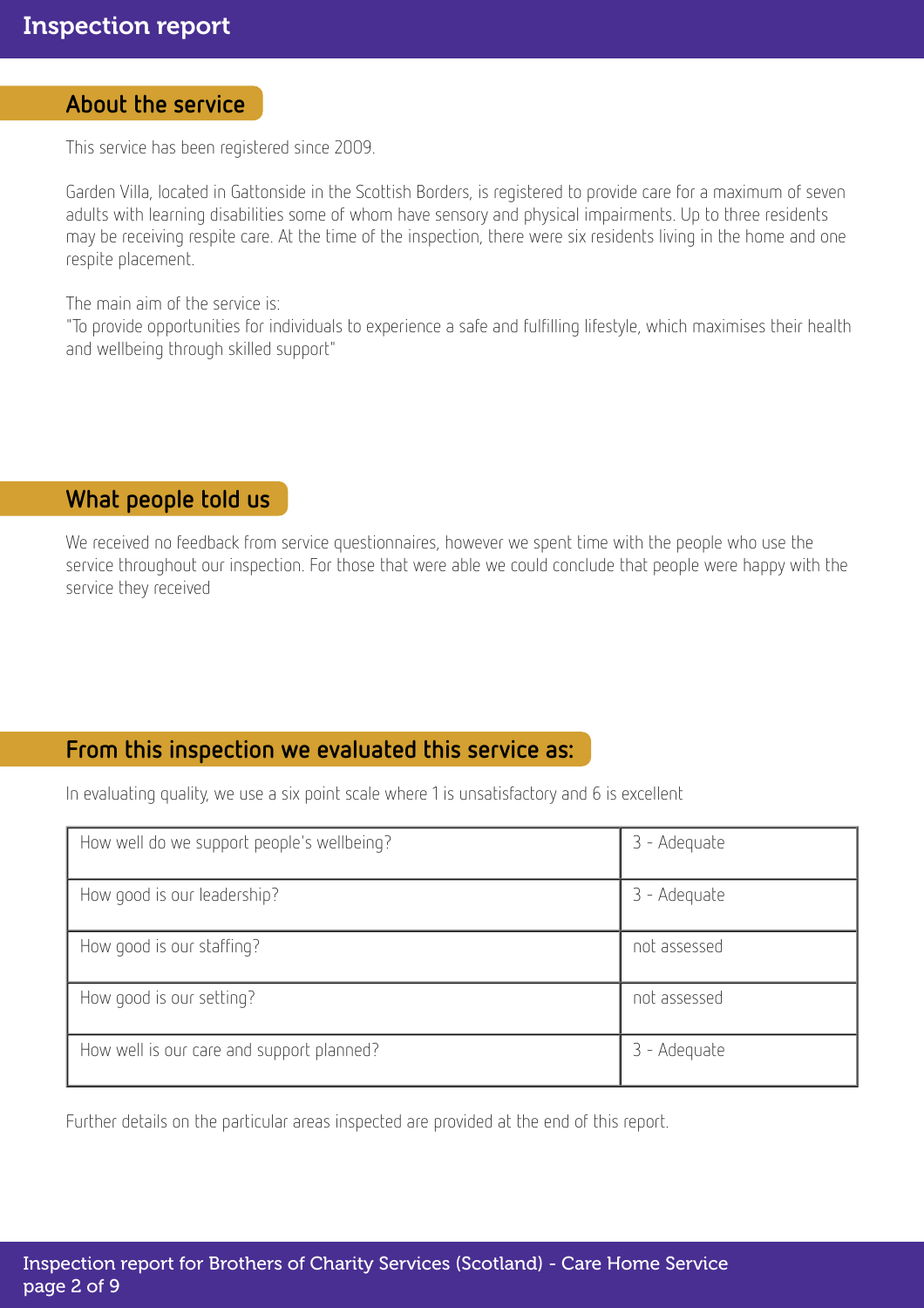## About the service

This service has been registered since 2009.

Garden Villa, located in Gattonside in the Scottish Borders, is registered to provide care for a maximum of seven adults with learning disabilities some of whom have sensory and physical impairments. Up to three residents may be receiving respite care. At the time of the inspection, there were six residents living in the home and one respite placement.

The main aim of the service is:
"To provide opportunities for individuals to experience a safe and fulfilling lifestyle, which maximises their health and wellbeing through skilled support"

## What people told us

We received no feedback from service questionnaires, however we spent time with the people who use the service throughout our inspection. For those that were able we could conclude that people were happy with the service they received

## From this inspection we evaluated this service as:

In evaluating quality, we use a six point scale where 1 is unsatisfactory and 6 is excellent

| | |
|---|---|
| How well do we support people's wellbeing? | 3 - Adequate |
| How good is our leadership? | 3 - Adequate |
| How good is our staffing? | not assessed |
| How good is our setting? | not assessed |
| How well is our care and support planned? | 3 - Adequate |

Further details on the particular areas inspected are provided at the end of this report.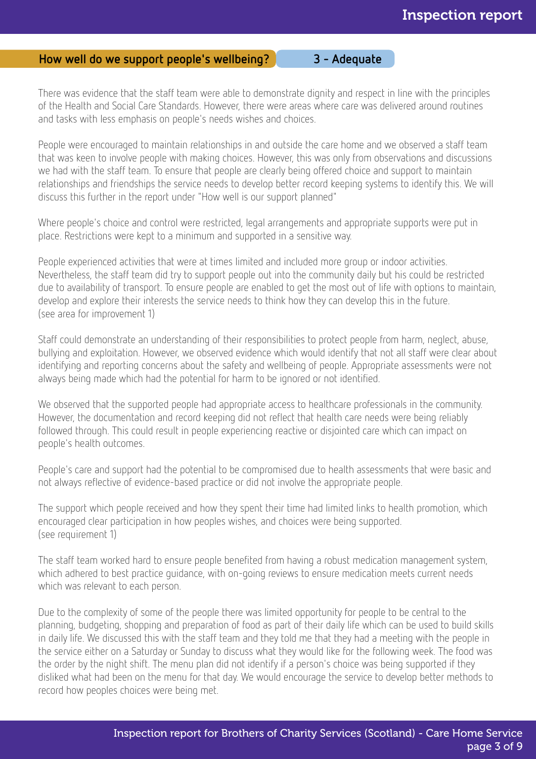## How well do we support people's wellbeing? 3 - Adequate

There was evidence that the staff team were able to demonstrate dignity and respect in line with the principles of the Health and Social Care Standards. However, there were areas where care was delivered around routines and tasks with less emphasis on people's needs wishes and choices.

People were encouraged to maintain relationships in and outside the care home and we observed a staff team that was keen to involve people with making choices. However, this was only from observations and discussions we had with the staff team. To ensure that people are clearly being offered choice and support to maintain relationships and friendships the service needs to develop better record keeping systems to identify this. We will discuss this further in the report under "How well is our support planned"

Where people's choice and control were restricted, legal arrangements and appropriate supports were put in place. Restrictions were kept to a minimum and supported in a sensitive way.

People experienced activities that were at times limited and included more group or indoor activities. Nevertheless, the staff team did try to support people out into the community daily but his could be restricted due to availability of transport. To ensure people are enabled to get the most out of life with options to maintain, develop and explore their interests the service needs to think how they can develop this in the future. (see area for improvement 1)

Staff could demonstrate an understanding of their responsibilities to protect people from harm, neglect, abuse, bullying and exploitation. However, we observed evidence which would identify that not all staff were clear about identifying and reporting concerns about the safety and wellbeing of people. Appropriate assessments were not always being made which had the potential for harm to be ignored or not identified.

We observed that the supported people had appropriate access to healthcare professionals in the community. However, the documentation and record keeping did not reflect that health care needs were being reliably followed through. This could result in people experiencing reactive or disjointed care which can impact on people's health outcomes.

People's care and support had the potential to be compromised due to health assessments that were basic and not always reflective of evidence-based practice or did not involve the appropriate people.

The support which people received and how they spent their time had limited links to health promotion, which encouraged clear participation in how peoples wishes, and choices were being supported. (see requirement 1)

The staff team worked hard to ensure people benefited from having a robust medication management system, which adhered to best practice guidance, with on-going reviews to ensure medication meets current needs which was relevant to each person.

Due to the complexity of some of the people there was limited opportunity for people to be central to the planning, budgeting, shopping and preparation of food as part of their daily life which can be used to build skills in daily life. We discussed this with the staff team and they told me that they had a meeting with the people in the service either on a Saturday or Sunday to discuss what they would like for the following week. The food was the order by the night shift. The menu plan did not identify if a person's choice was being supported if they disliked what had been on the menu for that day. We would encourage the service to develop better methods to record how peoples choices were being met.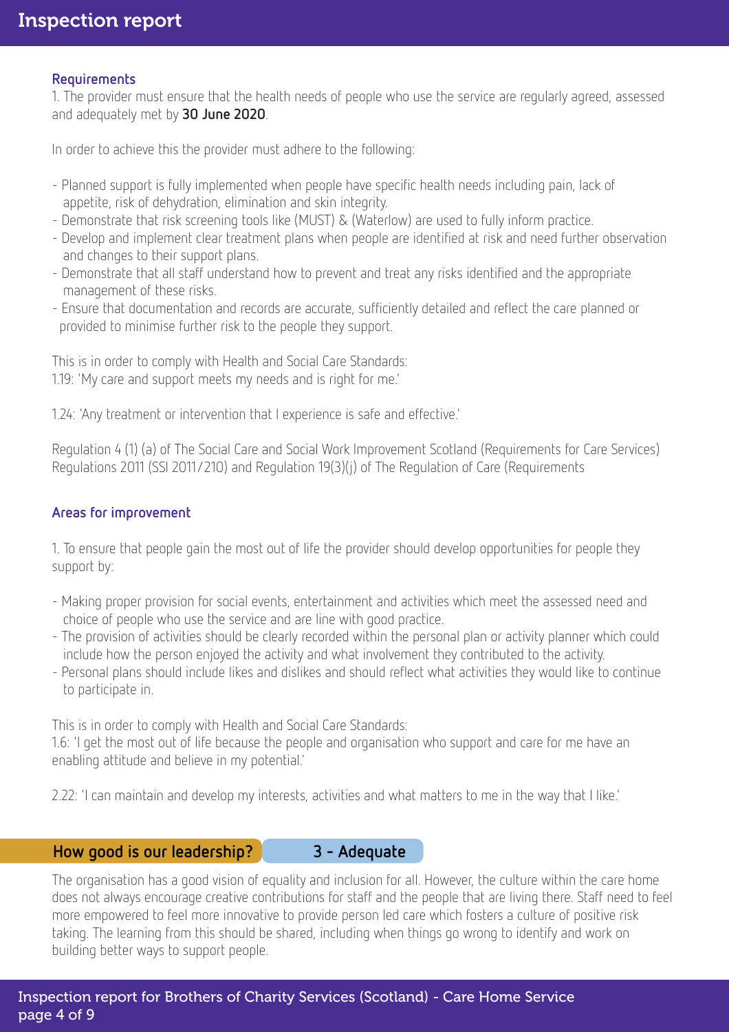### Requirements

1. The provider must ensure that the health needs of people who use the service are regularly agreed, assessed and adequately met by **30 June 2020**.

In order to achieve this the provider must adhere to the following:

- Planned support is fully implemented when people have specific health needs including pain, lack of appetite, risk of dehydration, elimination and skin integrity.
- Demonstrate that risk screening tools like (MUST) & (Waterlow) are used to fully inform practice.
- Develop and implement clear treatment plans when people are identified at risk and need further observation and changes to their support plans.
- Demonstrate that all staff understand how to prevent and treat any risks identified and the appropriate management of these risks.
- Ensure that documentation and records are accurate, sufficiently detailed and reflect the care planned or provided to minimise further risk to the people they support.

This is in order to comply with Health and Social Care Standards:
1.19: 'My care and support meets my needs and is right for me.'

1.24: 'Any treatment or intervention that I experience is safe and effective.'

Regulation 4 (1) (a) of The Social Care and Social Work Improvement Scotland (Requirements for Care Services) Regulations 2011 (SSI 2011/210) and Regulation 19(3)(j) of The Regulation of Care (Requirements

### Areas for improvement

1. To ensure that people gain the most out of life the provider should develop opportunities for people they support by:

- Making proper provision for social events, entertainment and activities which meet the assessed need and choice of people who use the service and are line with good practice.
- The provision of activities should be clearly recorded within the personal plan or activity planner which could include how the person enjoyed the activity and what involvement they contributed to the activity.
- Personal plans should include likes and dislikes and should reflect what activities they would like to continue to participate in.

This is in order to comply with Health and Social Care Standards:
1.6: 'I get the most out of life because the people and organisation who support and care for me have an enabling attitude and believe in my potential.'

2.22: 'I can maintain and develop my interests, activities and what matters to me in the way that I like.'

## How good is our leadership? 3 - Adequate

The organisation has a good vision of equality and inclusion for all. However, the culture within the care home does not always encourage creative contributions for staff and the people that are living there. Staff need to feel more empowered to feel more innovative to provide person led care which fosters a culture of positive risk taking. The learning from this should be shared, including when things go wrong to identify and work on building better ways to support people.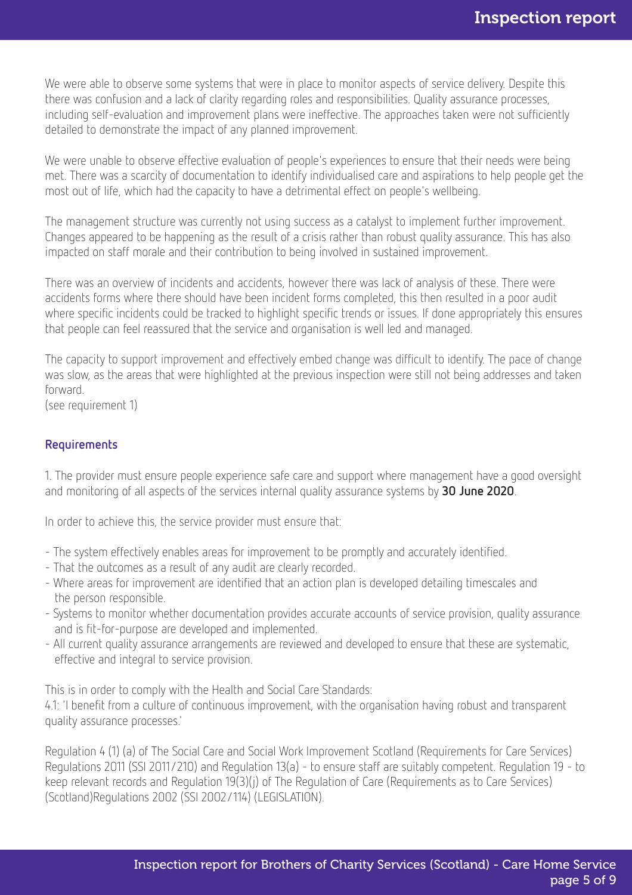We were able to observe some systems that were in place to monitor aspects of service delivery. Despite this there was confusion and a lack of clarity regarding roles and responsibilities. Quality assurance processes, including self-evaluation and improvement plans were ineffective. The approaches taken were not sufficiently detailed to demonstrate the impact of any planned improvement.

We were unable to observe effective evaluation of people's experiences to ensure that their needs were being met. There was a scarcity of documentation to identify individualised care and aspirations to help people get the most out of life, which had the capacity to have a detrimental effect on people's wellbeing.

The management structure was currently not using success as a catalyst to implement further improvement. Changes appeared to be happening as the result of a crisis rather than robust quality assurance. This has also impacted on staff morale and their contribution to being involved in sustained improvement.

There was an overview of incidents and accidents, however there was lack of analysis of these. There were accidents forms where there should have been incident forms completed, this then resulted in a poor audit where specific incidents could be tracked to highlight specific trends or issues. If done appropriately this ensures that people can feel reassured that the service and organisation is well led and managed.

The capacity to support improvement and effectively embed change was difficult to identify. The pace of change was slow, as the areas that were highlighted at the previous inspection were still not being addresses and taken forward.
(see requirement 1)

### Requirements

1. The provider must ensure people experience safe care and support where management have a good oversight and monitoring of all aspects of the services internal quality assurance systems by **30 June 2020**.

In order to achieve this, the service provider must ensure that:

- The system effectively enables areas for improvement to be promptly and accurately identified.
- That the outcomes as a result of any audit are clearly recorded.
- Where areas for improvement are identified that an action plan is developed detailing timescales and the person responsible.
- Systems to monitor whether documentation provides accurate accounts of service provision, quality assurance and is fit-for-purpose are developed and implemented.
- All current quality assurance arrangements are reviewed and developed to ensure that these are systematic, effective and integral to service provision.

This is in order to comply with the Health and Social Care Standards:
4.1: 'I benefit from a culture of continuous improvement, with the organisation having robust and transparent quality assurance processes.'

Regulation 4 (1) (a) of The Social Care and Social Work Improvement Scotland (Requirements for Care Services) Regulations 2011 (SSI 2011/210) and Regulation 13(a) - to ensure staff are suitably competent. Regulation 19 - to keep relevant records and Regulation 19(3)(j) of The Regulation of Care (Requirements as to Care Services) (Scotland)Regulations 2002 (SSI 2002/114) (LEGISLATION).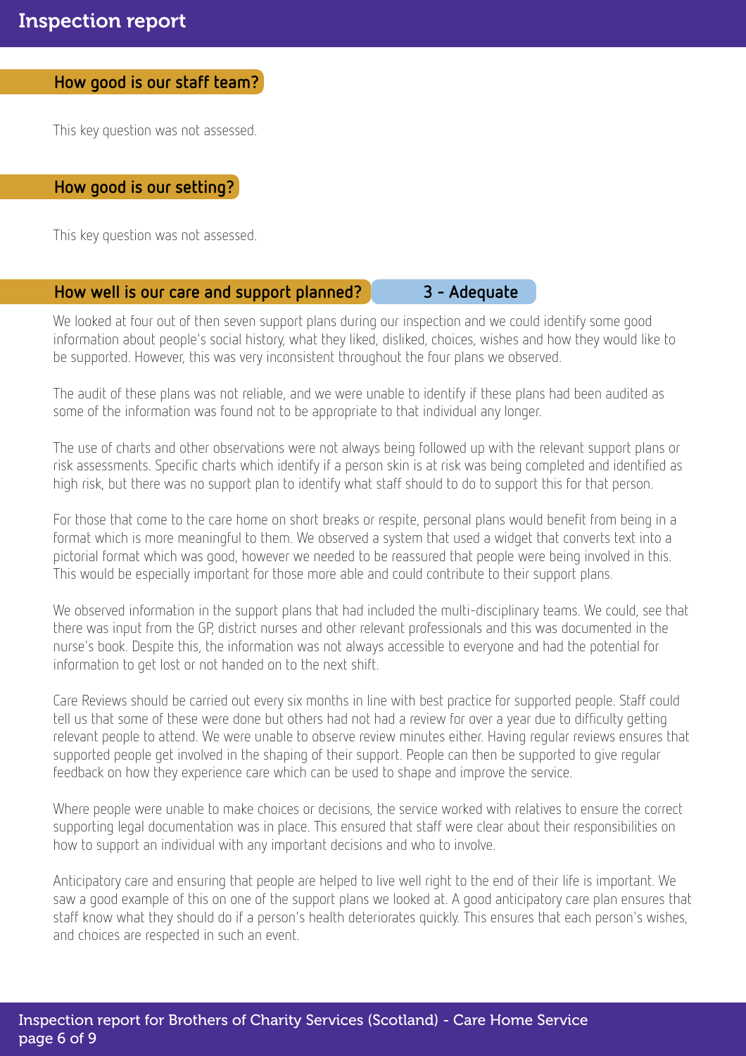## How good is our staff team?

This key question was not assessed.

## How good is our setting?

This key question was not assessed.

## How well is our care and support planned? 3 - Adequate

We looked at four out of then seven support plans during our inspection and we could identify some good information about people's social history, what they liked, disliked, choices, wishes and how they would like to be supported. However, this was very inconsistent throughout the four plans we observed.

The audit of these plans was not reliable, and we were unable to identify if these plans had been audited as some of the information was found not to be appropriate to that individual any longer.

The use of charts and other observations were not always being followed up with the relevant support plans or risk assessments. Specific charts which identify if a person skin is at risk was being completed and identified as high risk, but there was no support plan to identify what staff should to do to support this for that person.

For those that come to the care home on short breaks or respite, personal plans would benefit from being in a format which is more meaningful to them. We observed a system that used a widget that converts text into a pictorial format which was good, however we needed to be reassured that people were being involved in this. This would be especially important for those more able and could contribute to their support plans.

We observed information in the support plans that had included the multi-disciplinary teams. We could, see that there was input from the GP, district nurses and other relevant professionals and this was documented in the nurse's book. Despite this, the information was not always accessible to everyone and had the potential for information to get lost or not handed on to the next shift.

Care Reviews should be carried out every six months in line with best practice for supported people. Staff could tell us that some of these were done but others had not had a review for over a year due to difficulty getting relevant people to attend. We were unable to observe review minutes either. Having regular reviews ensures that supported people get involved in the shaping of their support. People can then be supported to give regular feedback on how they experience care which can be used to shape and improve the service.

Where people were unable to make choices or decisions, the service worked with relatives to ensure the correct supporting legal documentation was in place. This ensured that staff were clear about their responsibilities on how to support an individual with any important decisions and who to involve.

Anticipatory care and ensuring that people are helped to live well right to the end of their life is important. We saw a good example of this on one of the support plans we looked at. A good anticipatory care plan ensures that staff know what they should do if a person's health deteriorates quickly. This ensures that each person's wishes, and choices are respected in such an event.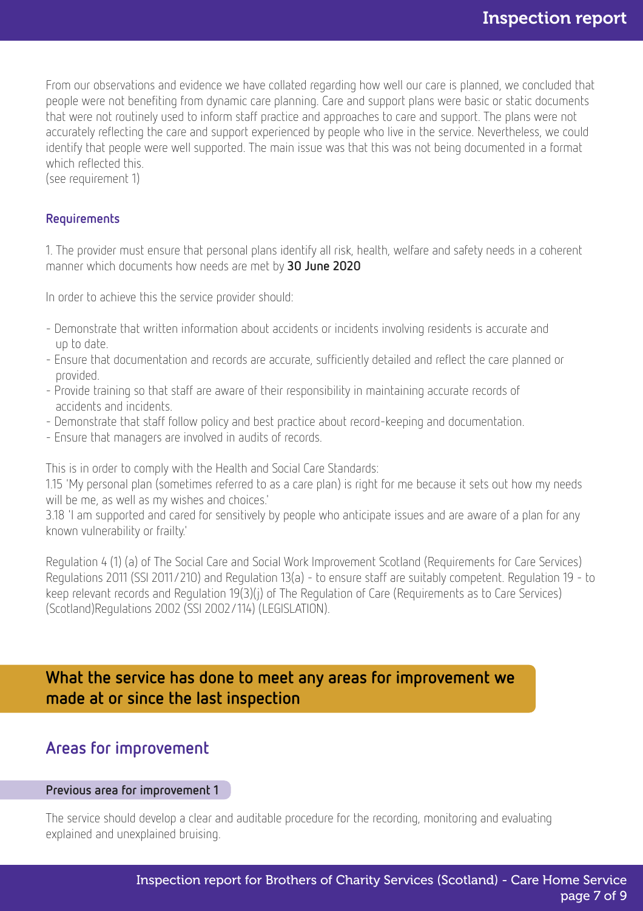From our observations and evidence we have collated regarding how well our care is planned, we concluded that people were not benefiting from dynamic care planning. Care and support plans were basic or static documents that were not routinely used to inform staff practice and approaches to care and support. The plans were not accurately reflecting the care and support experienced by people who live in the service. Nevertheless, we could identify that people were well supported. The main issue was that this was not being documented in a format which reflected this.
(see requirement 1)

### Requirements

1. The provider must ensure that personal plans identify all risk, health, welfare and safety needs in a coherent manner which documents how needs are met by **30 June 2020**

In order to achieve this the service provider should:

- Demonstrate that written information about accidents or incidents involving residents is accurate and up to date.
- Ensure that documentation and records are accurate, sufficiently detailed and reflect the care planned or provided.
- Provide training so that staff are aware of their responsibility in maintaining accurate records of accidents and incidents.
- Demonstrate that staff follow policy and best practice about record-keeping and documentation.
- Ensure that managers are involved in audits of records.

This is in order to comply with the Health and Social Care Standards:
1.15 'My personal plan (sometimes referred to as a care plan) is right for me because it sets out how my needs will be me, as well as my wishes and choices.'
3.18 'I am supported and cared for sensitively by people who anticipate issues and are aware of a plan for any known vulnerability or frailty.'

Regulation 4 (1) (a) of The Social Care and Social Work Improvement Scotland (Requirements for Care Services) Regulations 2011 (SSI 2011/210) and Regulation 13(a) - to ensure staff are suitably competent. Regulation 19 - to keep relevant records and Regulation 19(3)(j) of The Regulation of Care (Requirements as to Care Services) (Scotland)Regulations 2002 (SSI 2002/114) (LEGISLATION).

## What the service has done to meet any areas for improvement we made at or since the last inspection

## Areas for improvement

### Previous area for improvement 1

The service should develop a clear and auditable procedure for the recording, monitoring and evaluating explained and unexplained bruising.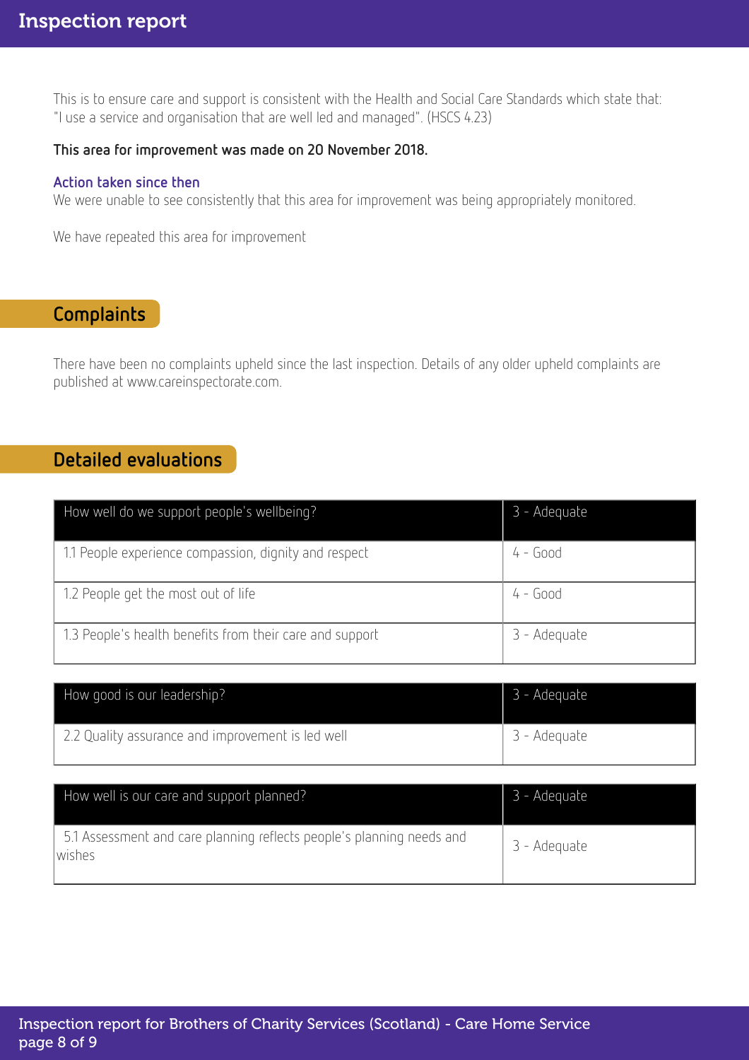This is to ensure care and support is consistent with the Health and Social Care Standards which state that: "I use a service and organisation that are well led and managed". (HSCS 4.23)

**This area for improvement was made on 20 November 2018.**

### Action taken since then

We were unable to see consistently that this area for improvement was being appropriately monitored.

We have repeated this area for improvement

## Complaints

There have been no complaints upheld since the last inspection. Details of any older upheld complaints are published at www.careinspectorate.com.

## Detailed evaluations

| How well do we support people's wellbeing? | 3 - Adequate |
|---|---|
| 1.1 People experience compassion, dignity and respect | 4 - Good |
| 1.2 People get the most out of life | 4 - Good |
| 1.3 People's health benefits from their care and support | 3 - Adequate |

| How good is our leadership? | 3 - Adequate |
|---|---|
| 2.2 Quality assurance and improvement is led well | 3 - Adequate |

| How well is our care and support planned? | 3 - Adequate |
|---|---|
| 5.1 Assessment and care planning reflects people's planning needs and wishes | 3 - Adequate |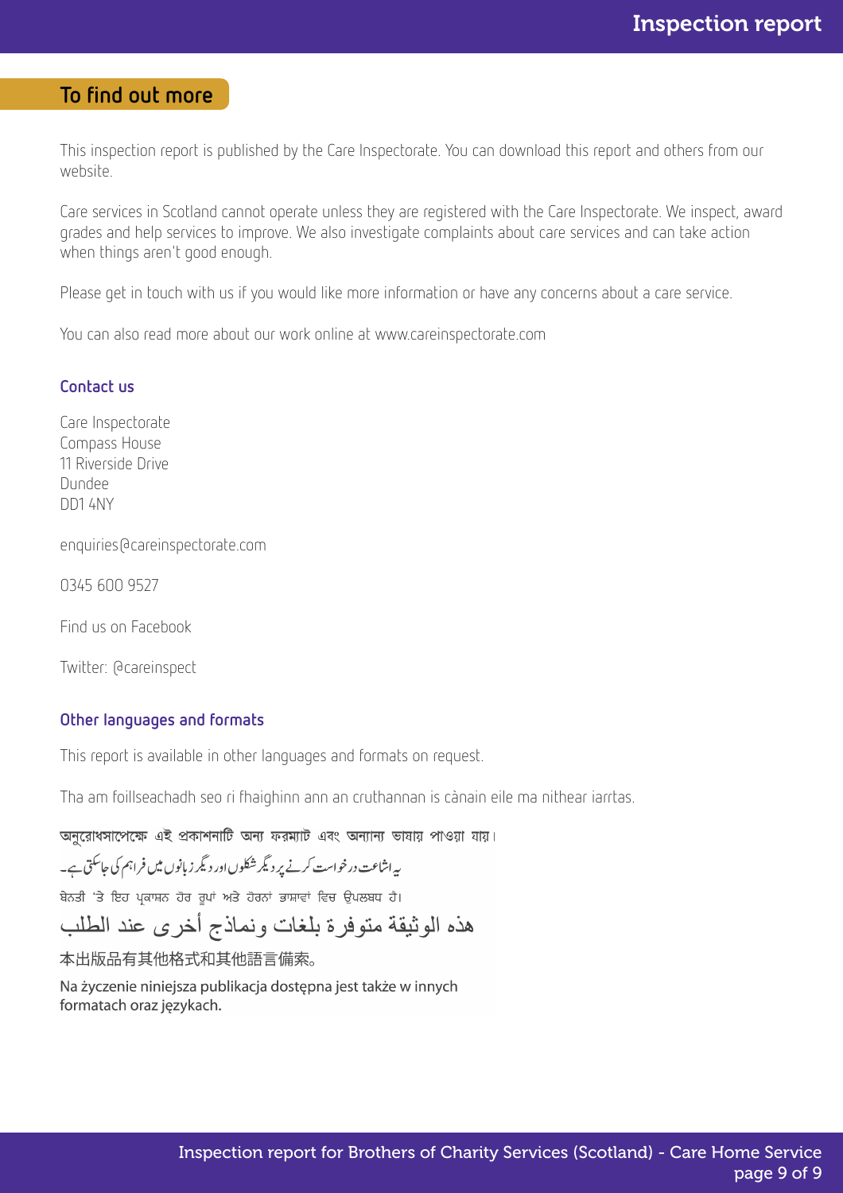## To find out more

This inspection report is published by the Care Inspectorate. You can download this report and others from our website.

Care services in Scotland cannot operate unless they are registered with the Care Inspectorate. We inspect, award grades and help services to improve. We also investigate complaints about care services and can take action when things aren't good enough.

Please get in touch with us if you would like more information or have any concerns about a care service.

You can also read more about our work online at www.careinspectorate.com

### Contact us

Care Inspectorate
Compass House
11 Riverside Drive
Dundee
DD1 4NY

enquiries@careinspectorate.com

0345 600 9527

Find us on Facebook

Twitter: @careinspect

### Other languages and formats

This report is available in other languages and formats on request.

Tha am foillseachadh seo ri fhaighinn ann an cruthannan is cànain eile ma nithear iarrtas.

অনুরোধসাপেক্ষে এই প্রকাশনাটি অন্য ফরম্যাট এবং অন্যান্য ভাষায় পাওয়া যায়।

یہ اشاعت درخواست کرنے پر دیگر شکلوں اور دیگر زبانوں میں فراہم کی جاسکتی ہے۔

ਬੇਨਤੀ 'ਤੇ ਇਹ ਪ੍ਰਕਾਸ਼ਨ ਹੋਰ ਰੂਪਾਂ ਅਤੇ ਹੋਰਨਾਂ ਭਾਸ਼ਾਵਾਂ ਵਿਚ ਉਪਲਬਧ ਹੈ।

هذه الوثيقة متوفرة بلغات ونماذج أخرى عند الطلب

本出版品有其他格式和其他語言備索。

Na życzenie niniejsza publikacja dostępna jest także w innych formatach oraz językach.